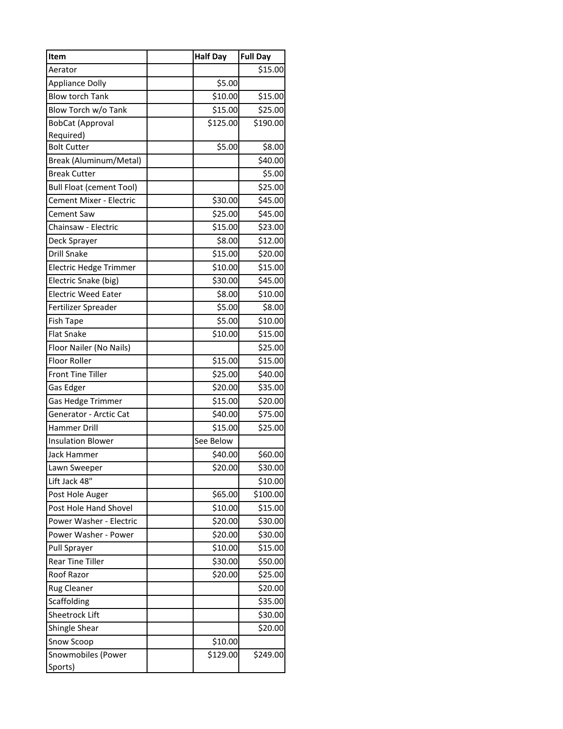| Item | | Half Day | Full Day |
|---|---|---|---|
| Aerator | | | $15.00 |
| Appliance Dolly | | $5.00 | |
| Blow torch Tank | | $10.00 | $15.00 |
| Blow Torch w/o Tank | | $15.00 | $25.00 |
| BobCat (Approval Required) | | $125.00 | $190.00 |
| Bolt Cutter | | $5.00 | $8.00 |
| Break (Aluminum/Metal) | | | $40.00 |
| Break Cutter | | | $5.00 |
| Bull Float (cement Tool) | | | $25.00 |
| Cement Mixer - Electric | | $30.00 | $45.00 |
| Cement Saw | | $25.00 | $45.00 |
| Chainsaw - Electric | | $15.00 | $23.00 |
| Deck Sprayer | | $8.00 | $12.00 |
| Drill Snake | | $15.00 | $20.00 |
| Electric Hedge Trimmer | | $10.00 | $15.00 |
| Electric Snake (big) | | $30.00 | $45.00 |
| Electric Weed Eater | | $8.00 | $10.00 |
| Fertilizer Spreader | | $5.00 | $8.00 |
| Fish Tape | | $5.00 | $10.00 |
| Flat Snake | | $10.00 | $15.00 |
| Floor Nailer (No Nails) | | | $25.00 |
| Floor Roller | | $15.00 | $15.00 |
| Front Tine Tiller | | $25.00 | $40.00 |
| Gas Edger | | $20.00 | $35.00 |
| Gas Hedge Trimmer | | $15.00 | $20.00 |
| Generator - Arctic Cat | | $40.00 | $75.00 |
| Hammer Drill | | $15.00 | $25.00 |
| Insulation Blower | | See Below | |
| Jack Hammer | | $40.00 | $60.00 |
| Lawn Sweeper | | $20.00 | $30.00 |
| Lift Jack 48" | | | $10.00 |
| Post Hole Auger | | $65.00 | $100.00 |
| Post Hole Hand Shovel | | $10.00 | $15.00 |
| Power Washer - Electric | | $20.00 | $30.00 |
| Power Washer - Power | | $20.00 | $30.00 |
| Pull Sprayer | | $10.00 | $15.00 |
| Rear Tine Tiller | | $30.00 | $50.00 |
| Roof Razor | | $20.00 | $25.00 |
| Rug Cleaner | | | $20.00 |
| Scaffolding | | | $35.00 |
| Sheetrock Lift | | | $30.00 |
| Shingle Shear | | | $20.00 |
| Snow Scoop | | $10.00 | |
| Snowmobiles (Power Sports) | | $129.00 | $249.00 |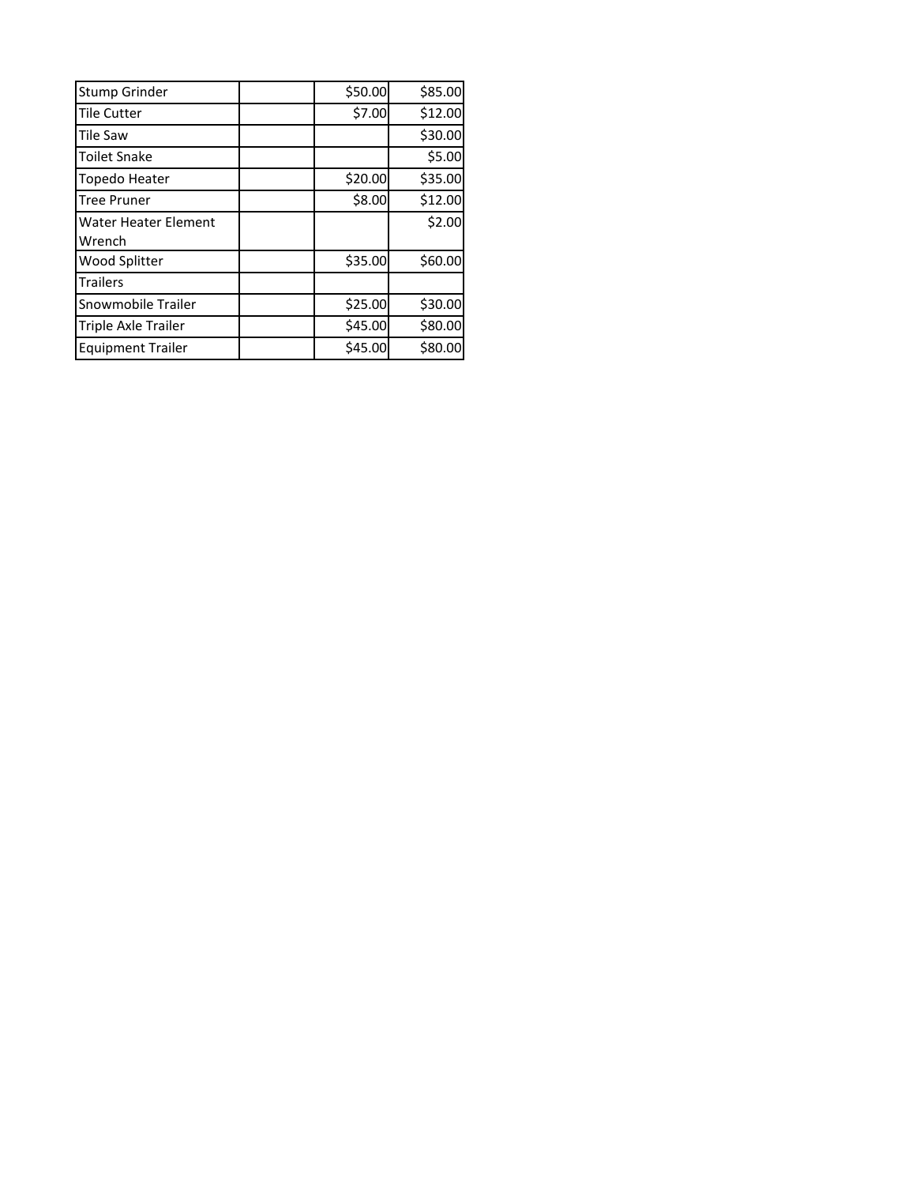| | | | |
|---|---|---|---|
| Stump Grinder | | $50.00 | $85.00 |
| Tile Cutter | | $7.00 | $12.00 |
| Tile Saw | | | $30.00 |
| Toilet Snake | | | $5.00 |
| Topedo Heater | | $20.00 | $35.00 |
| Tree Pruner | | $8.00 | $12.00 |
| Water Heater Element Wrench | | | $2.00 |
| Wood Splitter | | $35.00 | $60.00 |
| Trailers | | | |
| Snowmobile Trailer | | $25.00 | $30.00 |
| Triple Axle Trailer | | $45.00 | $80.00 |
| Equipment Trailer | | $45.00 | $80.00 |